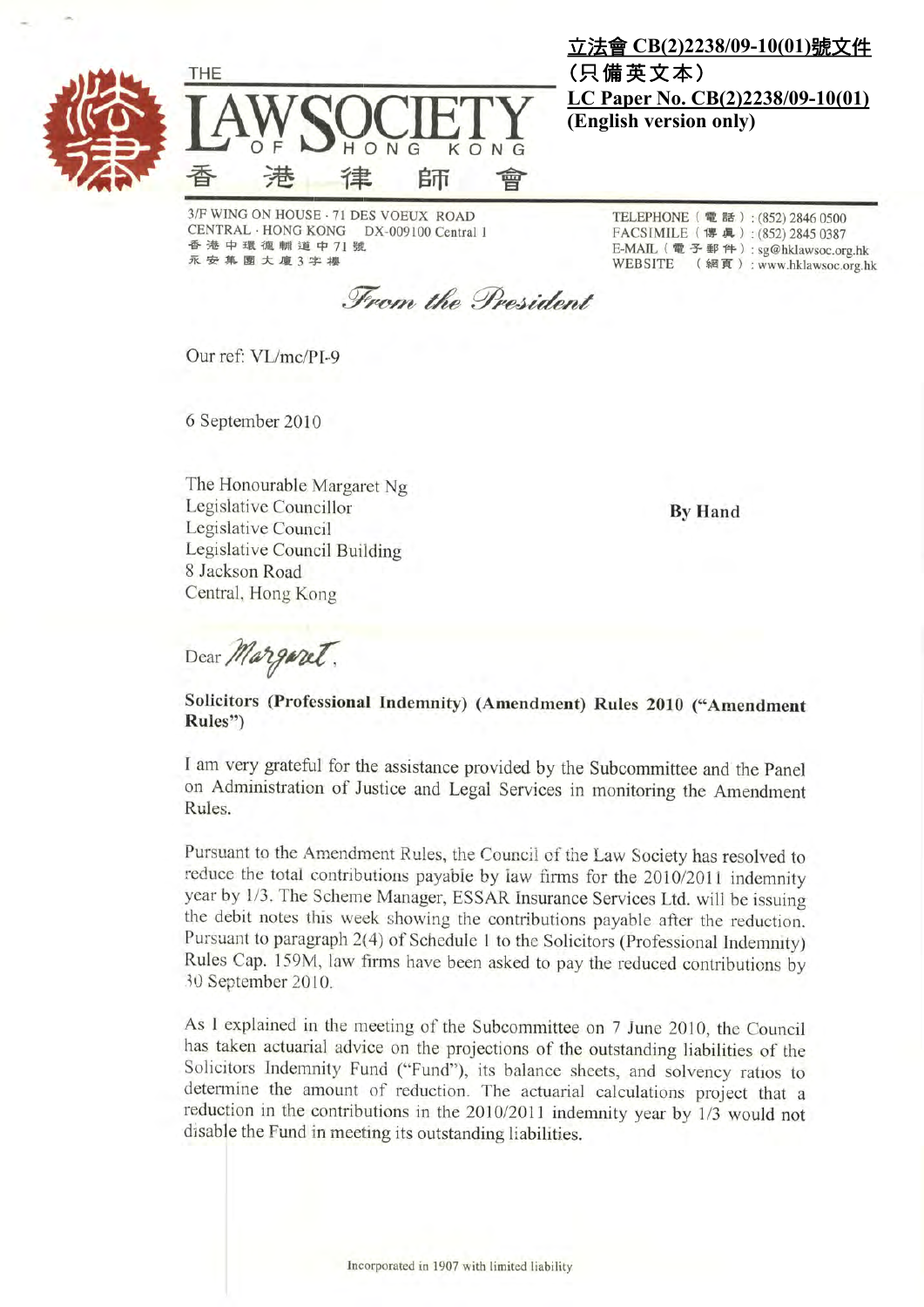**立法會 CB(2)2238/09-10(01)號文件**
**(只備英文本)**
**LC Paper No. CB(2)2238/09-10(01)**
**(English version only)**

THE
# LAW SOCIETY OF HONG KONG
香 港 律 師 會

3/F WING ON HOUSE · 71 DES VOEUX ROAD
CENTRAL · HONG KONG DX-009100 Central 1
香港中環德輔道中71號
永安集團大廈3字樓

TELEPHONE (電話): (852) 2846 0500
FACSIMILE (傳真): (852) 2845 0387
E-MAIL (電子郵件): sg@hklawsoc.org.hk
WEBSITE (網頁): www.hklawsoc.org.hk

*From the President*

Our ref: VL/mc/PI-9

6 September 2010

The Honourable Margaret Ng
Legislative Councillor
Legislative Council
Legislative Council Building
8 Jackson Road
Central, Hong Kong

**By Hand**

Dear *Margaret*,

**Solicitors (Professional Indemnity) (Amendment) Rules 2010 ("Amendment Rules")**

I am very grateful for the assistance provided by the Subcommittee and the Panel on Administration of Justice and Legal Services in monitoring the Amendment Rules.

Pursuant to the Amendment Rules, the Council of the Law Society has resolved to reduce the total contributions payable by law firms for the 2010/2011 indemnity year by 1/3. The Scheme Manager, ESSAR Insurance Services Ltd. will be issuing the debit notes this week showing the contributions payable after the reduction. Pursuant to paragraph 2(4) of Schedule 1 to the Solicitors (Professional Indemnity) Rules Cap. 159M, law firms have been asked to pay the reduced contributions by 30 September 2010.

As I explained in the meeting of the Subcommittee on 7 June 2010, the Council has taken actuarial advice on the projections of the outstanding liabilities of the Solicitors Indemnity Fund ("Fund"), its balance sheets, and solvency ratios to determine the amount of reduction. The actuarial calculations project that a reduction in the contributions in the 2010/2011 indemnity year by 1/3 would not disable the Fund in meeting its outstanding liabilities.

Incorporated in 1907 with limited liability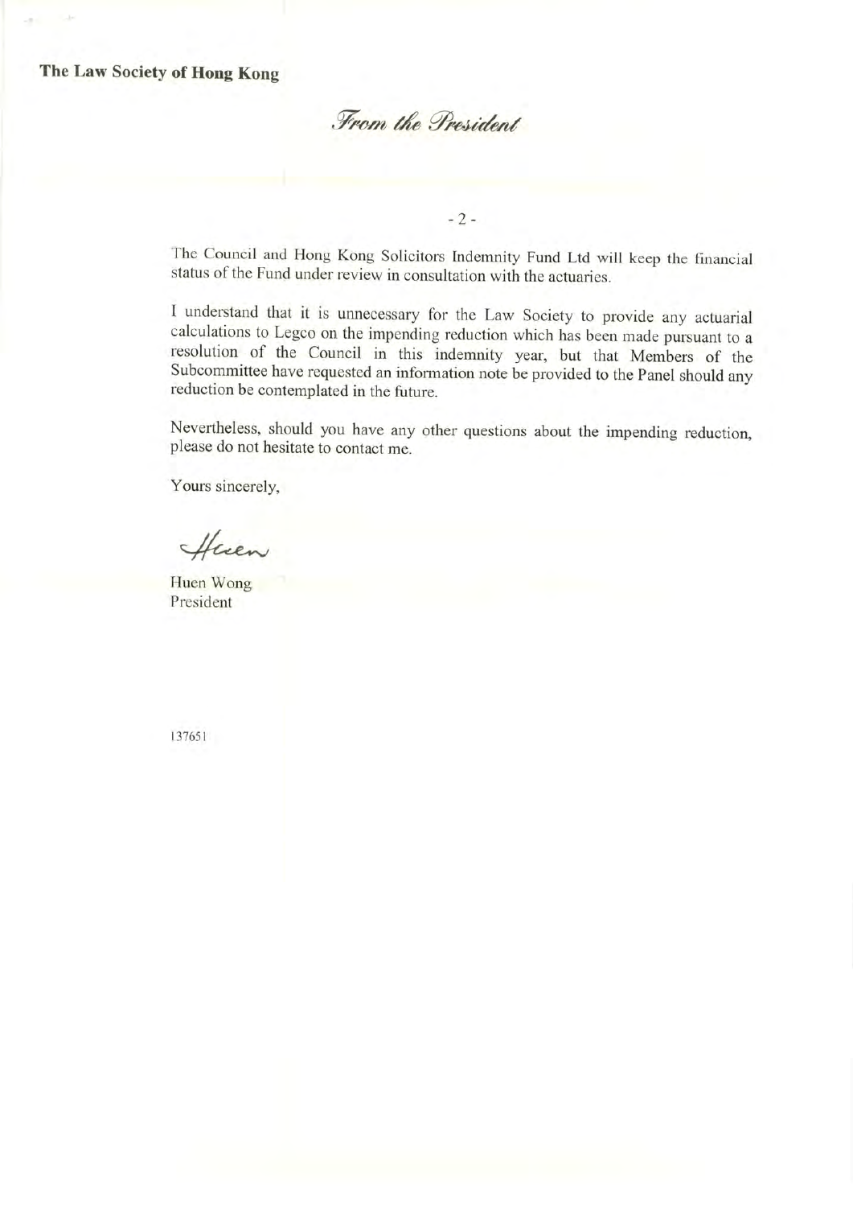The Council and Hong Kong Solicitors Indemnity Fund Ltd will keep the financial status of the Fund under review in consultation with the actuaries.

I understand that it is unnecessary for the Law Society to provide any actuarial calculations to Legco on the impending reduction which has been made pursuant to a resolution of the Council in this indemnity year, but that Members of the Subcommittee have requested an information note be provided to the Panel should any reduction be contemplated in the future.

Nevertheless, should you have any other questions about the impending reduction, please do not hesitate to contact me.

Yours sincerely,

Huen

Huen Wong
President

137651